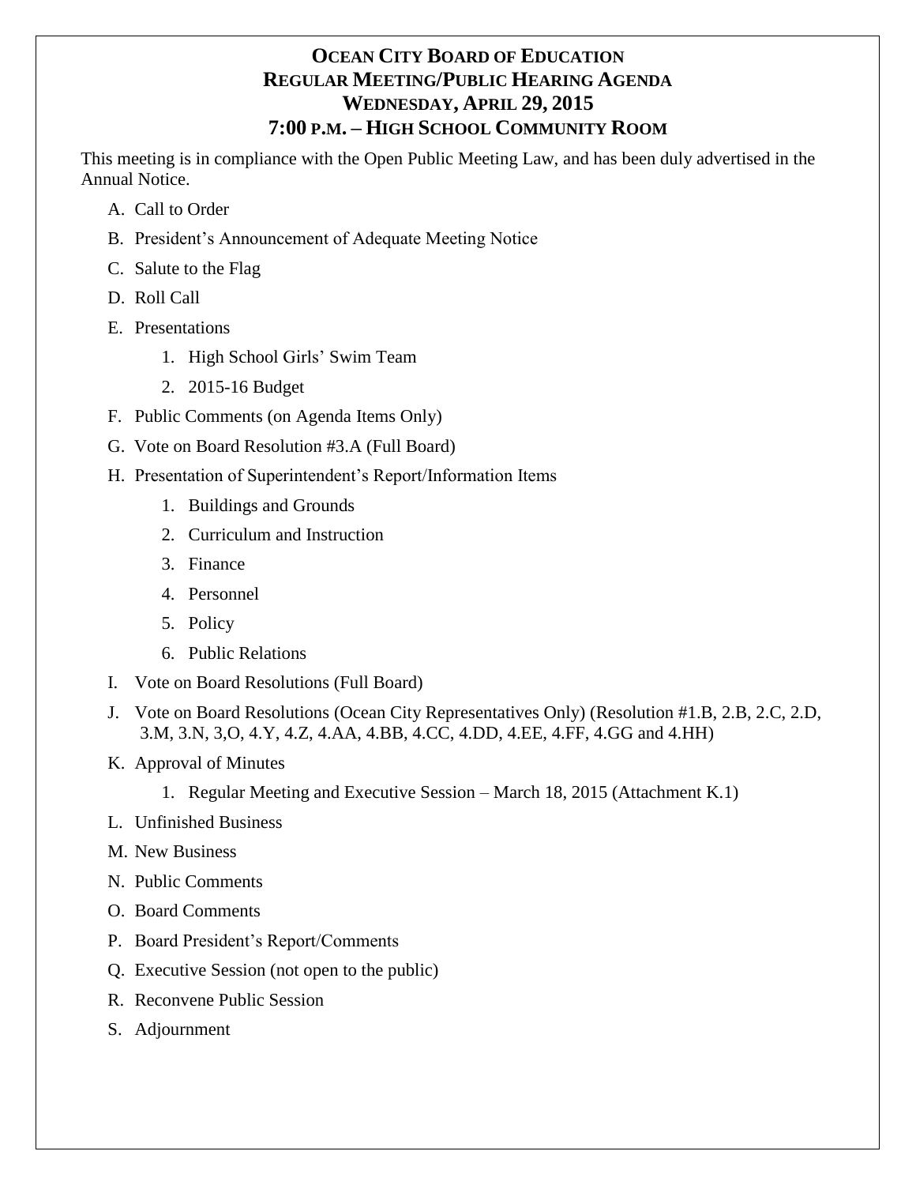# OCEAN CITY BOARD OF EDUCATION
## REGULAR MEETING/PUBLIC HEARING AGENDA
## WEDNESDAY, APRIL 29, 2015
## 7:00 P.M. – HIGH SCHOOL COMMUNITY ROOM

This meeting is in compliance with the Open Public Meeting Law, and has been duly advertised in the Annual Notice.

A. Call to Order

B. President's Announcement of Adequate Meeting Notice

C. Salute to the Flag

D. Roll Call

E. Presentations

   1. High School Girls' Swim Team
   2. 2015-16 Budget

F. Public Comments (on Agenda Items Only)

G. Vote on Board Resolution #3.A (Full Board)

H. Presentation of Superintendent's Report/Information Items

   1. Buildings and Grounds
   2. Curriculum and Instruction
   3. Finance
   4. Personnel
   5. Policy
   6. Public Relations

I. Vote on Board Resolutions (Full Board)

J. Vote on Board Resolutions (Ocean City Representatives Only) (Resolution #1.B, 2.B, 2.C, 2.D, 3.M, 3.N, 3,O, 4.Y, 4.Z, 4.AA, 4.BB, 4.CC, 4.DD, 4.EE, 4.FF, 4.GG and 4.HH)

K. Approval of Minutes

   1. Regular Meeting and Executive Session – March 18, 2015 (Attachment K.1)

L. Unfinished Business

M. New Business

N. Public Comments

O. Board Comments

P. Board President's Report/Comments

Q. Executive Session (not open to the public)

R. Reconvene Public Session

S. Adjournment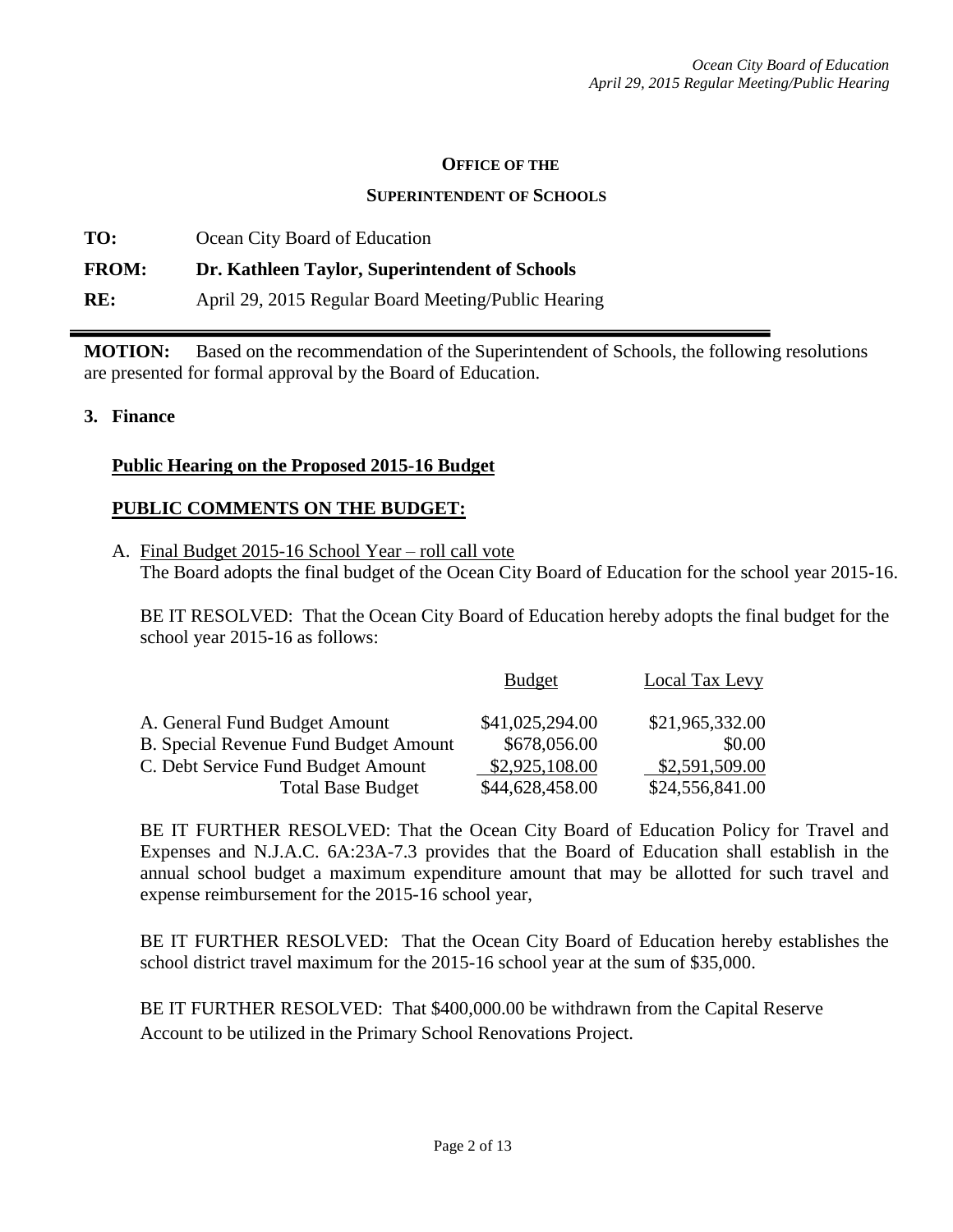**OFFICE OF THE**

**SUPERINTENDENT OF SCHOOLS**

**TO:** Ocean City Board of Education

**FROM:** **Dr. Kathleen Taylor, Superintendent of Schools**

**RE:** April 29, 2015 Regular Board Meeting/Public Hearing

---

**MOTION:** Based on the recommendation of the Superintendent of Schools, the following resolutions are presented for formal approval by the Board of Education.

**3. Finance**

**Public Hearing on the Proposed 2015-16 Budget**

**PUBLIC COMMENTS ON THE BUDGET:**

A. Final Budget 2015-16 School Year – roll call vote
The Board adopts the final budget of the Ocean City Board of Education for the school year 2015-16.

BE IT RESOLVED: That the Ocean City Board of Education hereby adopts the final budget for the school year 2015-16 as follows:

| | Budget | Local Tax Levy |
|---|---|---|
| A. General Fund Budget Amount | $41,025,294.00 | $21,965,332.00 |
| B. Special Revenue Fund Budget Amount | $678,056.00 | $0.00 |
| C. Debt Service Fund Budget Amount | $2,925,108.00 | $2,591,509.00 |
| Total Base Budget | $44,628,458.00 | $24,556,841.00 |

BE IT FURTHER RESOLVED: That the Ocean City Board of Education Policy for Travel and Expenses and N.J.A.C. 6A:23A-7.3 provides that the Board of Education shall establish in the annual school budget a maximum expenditure amount that may be allotted for such travel and expense reimbursement for the 2015-16 school year,

BE IT FURTHER RESOLVED: That the Ocean City Board of Education hereby establishes the school district travel maximum for the 2015-16 school year at the sum of $35,000.

BE IT FURTHER RESOLVED: That $400,000.00 be withdrawn from the Capital Reserve Account to be utilized in the Primary School Renovations Project.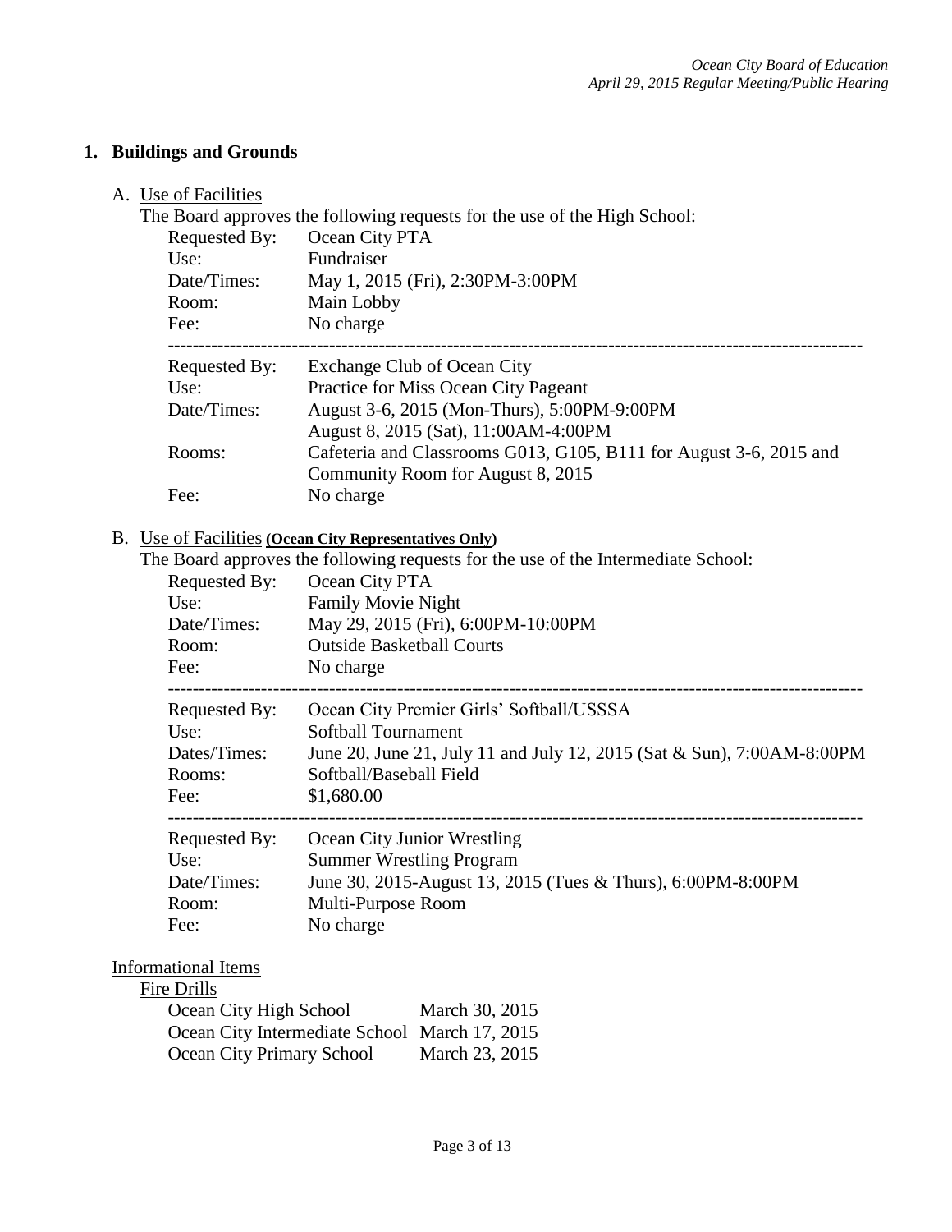## 1. Buildings and Grounds

### A. Use of Facilities

The Board approves the following requests for the use of the High School:

| | |
|---|---|
| Requested By: | Ocean City PTA |
| Use: | Fundraiser |
| Date/Times: | May 1, 2015 (Fri), 2:30PM-3:00PM |
| Room: | Main Lobby |
| Fee: | No charge |

---

| | |
|---|---|
| Requested By: | Exchange Club of Ocean City |
| Use: | Practice for Miss Ocean City Pageant |
| Date/Times: | August 3-6, 2015 (Mon-Thurs), 5:00PM-9:00PM<br>August 8, 2015 (Sat), 11:00AM-4:00PM |
| Rooms: | Cafeteria and Classrooms G013, G105, B111 for August 3-6, 2015 and Community Room for August 8, 2015 |
| Fee: | No charge |

### B. Use of Facilities **(Ocean City Representatives Only)**

The Board approves the following requests for the use of the Intermediate School:

| | |
|---|---|
| Requested By: | Ocean City PTA |
| Use: | Family Movie Night |
| Date/Times: | May 29, 2015 (Fri), 6:00PM-10:00PM |
| Room: | Outside Basketball Courts |
| Fee: | No charge |

---

| | |
|---|---|
| Requested By: | Ocean City Premier Girls' Softball/USSSA |
| Use: | Softball Tournament |
| Dates/Times: | June 20, June 21, July 11 and July 12, 2015 (Sat & Sun), 7:00AM-8:00PM |
| Rooms: | Softball/Baseball Field |
| Fee: | $1,680.00 |

---

| | |
|---|---|
| Requested By: | Ocean City Junior Wrestling |
| Use: | Summer Wrestling Program |
| Date/Times: | June 30, 2015-August 13, 2015 (Tues & Thurs), 6:00PM-8:00PM |
| Room: | Multi-Purpose Room |
| Fee: | No charge |

Informational Items

Fire Drills

| | |
|---|---|
| Ocean City High School | March 30, 2015 |
| Ocean City Intermediate School | March 17, 2015 |
| Ocean City Primary School | March 23, 2015 |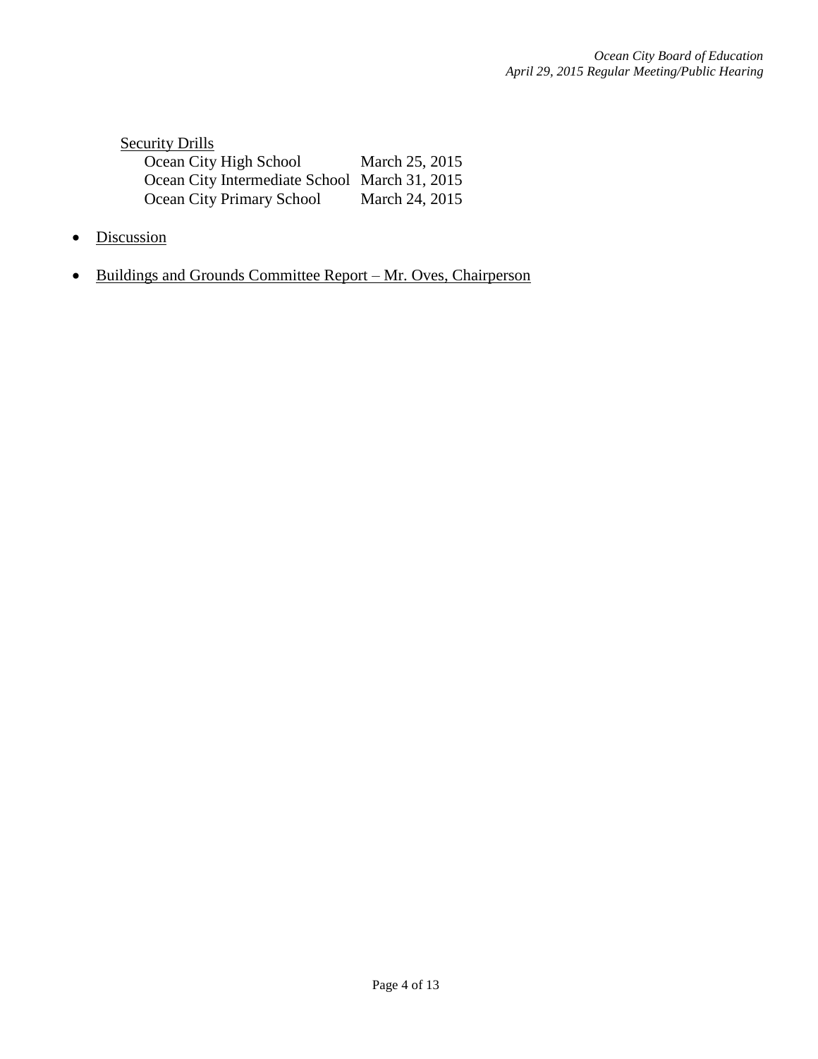<u>Security Drills</u>

| | |
|---|---|
| Ocean City High School | March 25, 2015 |
| Ocean City Intermediate School | March 31, 2015 |
| Ocean City Primary School | March 24, 2015 |

- <u>Discussion</u>

- <u>Buildings and Grounds Committee Report – Mr. Oves, Chairperson</u>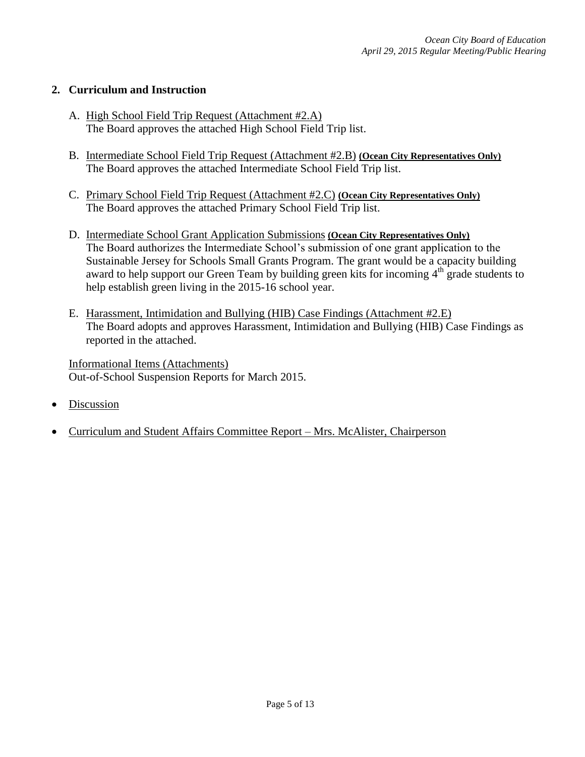## 2. Curriculum and Instruction

A. High School Field Trip Request (Attachment #2.A)
   The Board approves the attached High School Field Trip list.

B. Intermediate School Field Trip Request (Attachment #2.B) **(Ocean City Representatives Only)**
   The Board approves the attached Intermediate School Field Trip list.

C. Primary School Field Trip Request (Attachment #2.C) **(Ocean City Representatives Only)**
   The Board approves the attached Primary School Field Trip list.

D. Intermediate School Grant Application Submissions **(Ocean City Representatives Only)**
   The Board authorizes the Intermediate School's submission of one grant application to the Sustainable Jersey for Schools Small Grants Program. The grant would be a capacity building award to help support our Green Team by building green kits for incoming 4th grade students to help establish green living in the 2015-16 school year.

E. Harassment, Intimidation and Bullying (HIB) Case Findings (Attachment #2.E)
   The Board adopts and approves Harassment, Intimidation and Bullying (HIB) Case Findings as reported in the attached.

Informational Items (Attachments)
Out-of-School Suspension Reports for March 2015.

- Discussion

- Curriculum and Student Affairs Committee Report – Mrs. McAlister, Chairperson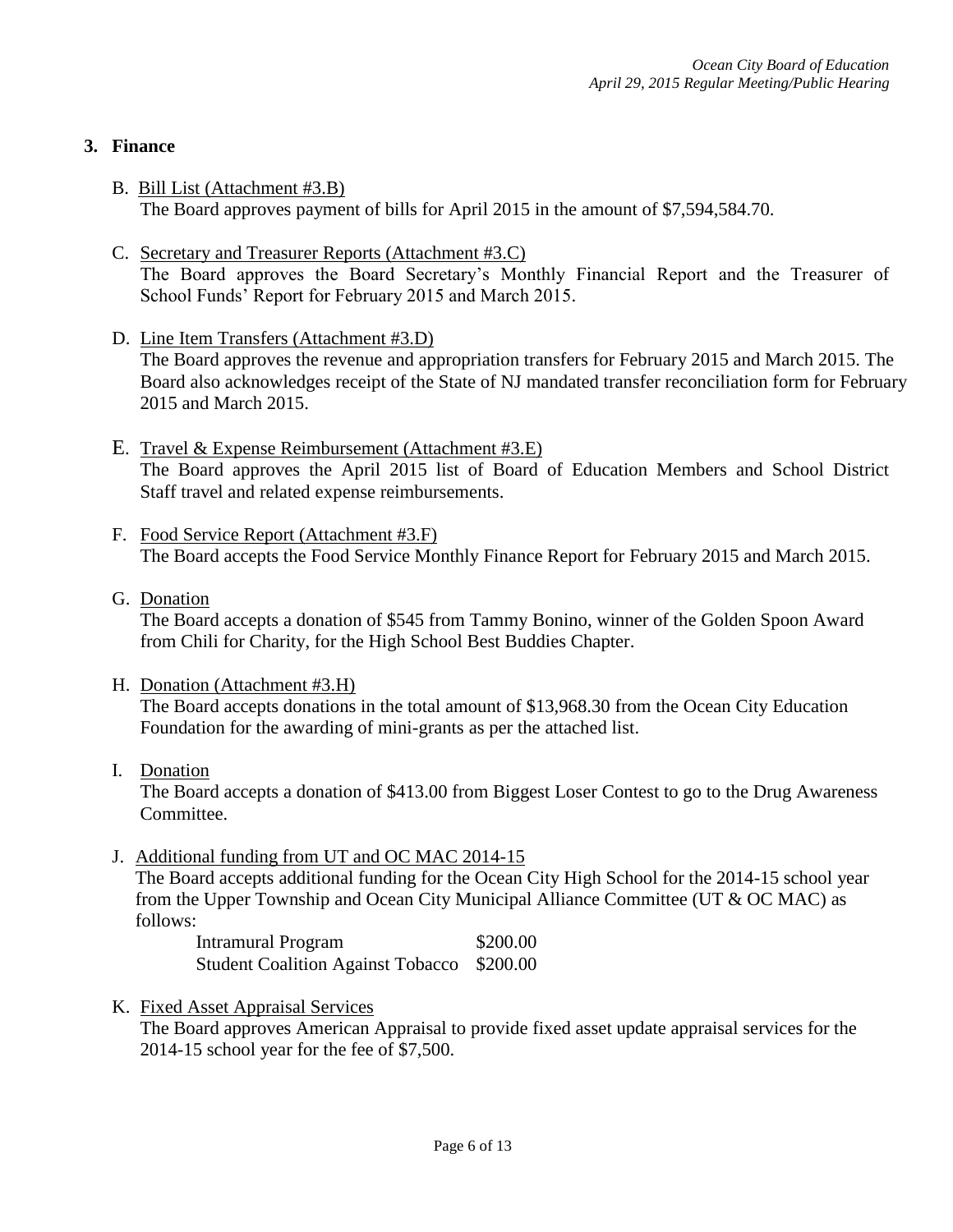## 3. Finance

B. Bill List (Attachment #3.B)
The Board approves payment of bills for April 2015 in the amount of $7,594,584.70.

C. Secretary and Treasurer Reports (Attachment #3.C)
The Board approves the Board Secretary's Monthly Financial Report and the Treasurer of School Funds' Report for February 2015 and March 2015.

D. Line Item Transfers (Attachment #3.D)
The Board approves the revenue and appropriation transfers for February 2015 and March 2015. The Board also acknowledges receipt of the State of NJ mandated transfer reconciliation form for February 2015 and March 2015.

E. Travel & Expense Reimbursement (Attachment #3.E)
The Board approves the April 2015 list of Board of Education Members and School District Staff travel and related expense reimbursements.

F. Food Service Report (Attachment #3.F)
The Board accepts the Food Service Monthly Finance Report for February 2015 and March 2015.

G. Donation
The Board accepts a donation of $545 from Tammy Bonino, winner of the Golden Spoon Award from Chili for Charity, for the High School Best Buddies Chapter.

H. Donation (Attachment #3.H)
The Board accepts donations in the total amount of $13,968.30 from the Ocean City Education Foundation for the awarding of mini-grants as per the attached list.

I. Donation
The Board accepts a donation of $413.00 from Biggest Loser Contest to go to the Drug Awareness Committee.

J. Additional funding from UT and OC MAC 2014-15
The Board accepts additional funding for the Ocean City High School for the 2014-15 school year from the Upper Township and Ocean City Municipal Alliance Committee (UT & OC MAC) as follows:

| | |
|---|---|
| Intramural Program | $200.00 |
| Student Coalition Against Tobacco | $200.00 |

K. Fixed Asset Appraisal Services
The Board approves American Appraisal to provide fixed asset update appraisal services for the 2014-15 school year for the fee of $7,500.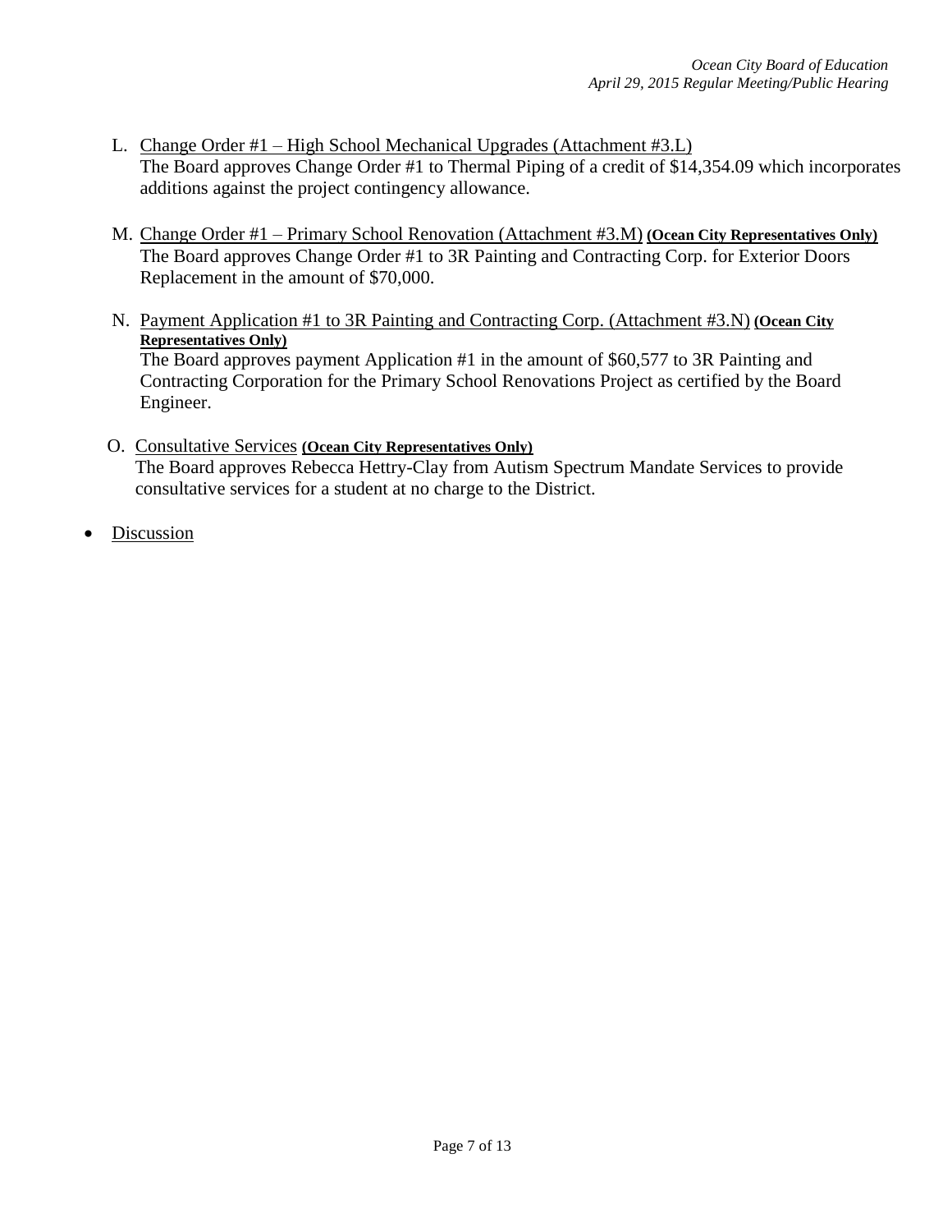L. <u>Change Order #1 – High School Mechanical Upgrades (Attachment #3.L)</u>
The Board approves Change Order #1 to Thermal Piping of a credit of $14,354.09 which incorporates additions against the project contingency allowance.

M. <u>Change Order #1 – Primary School Renovation (Attachment #3.M)</u> **(Ocean City Representatives Only)**
The Board approves Change Order #1 to 3R Painting and Contracting Corp. for Exterior Doors Replacement in the amount of $70,000.

N. <u>Payment Application #1 to 3R Painting and Contracting Corp. (Attachment #3.N)</u> **(Ocean City Representatives Only)**
The Board approves payment Application #1 in the amount of $60,577 to 3R Painting and Contracting Corporation for the Primary School Renovations Project as certified by the Board Engineer.

O. <u>Consultative Services</u> **(Ocean City Representatives Only)**
The Board approves Rebecca Hettry-Clay from Autism Spectrum Mandate Services to provide consultative services for a student at no charge to the District.

- <u>Discussion</u>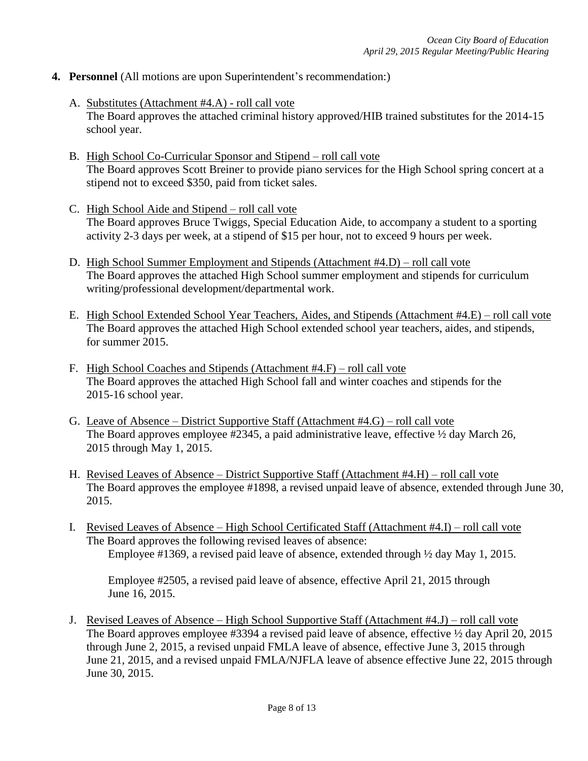4. **Personnel** (All motions are upon Superintendent's recommendation:)

   A. Substitutes (Attachment #4.A) - roll call vote
   The Board approves the attached criminal history approved/HIB trained substitutes for the 2014-15 school year.

   B. High School Co-Curricular Sponsor and Stipend – roll call vote
   The Board approves Scott Breiner to provide piano services for the High School spring concert at a stipend not to exceed $350, paid from ticket sales.

   C. High School Aide and Stipend – roll call vote
   The Board approves Bruce Twiggs, Special Education Aide, to accompany a student to a sporting activity 2-3 days per week, at a stipend of $15 per hour, not to exceed 9 hours per week.

   D. High School Summer Employment and Stipends (Attachment #4.D) – roll call vote
   The Board approves the attached High School summer employment and stipends for curriculum writing/professional development/departmental work.

   E. High School Extended School Year Teachers, Aides, and Stipends (Attachment #4.E) – roll call vote
   The Board approves the attached High School extended school year teachers, aides, and stipends, for summer 2015.

   F. High School Coaches and Stipends (Attachment #4.F) – roll call vote
   The Board approves the attached High School fall and winter coaches and stipends for the 2015-16 school year.

   G. Leave of Absence – District Supportive Staff (Attachment #4.G) – roll call vote
   The Board approves employee #2345, a paid administrative leave, effective ½ day March 26, 2015 through May 1, 2015.

   H. Revised Leaves of Absence – District Supportive Staff (Attachment #4.H) – roll call vote
   The Board approves the employee #1898, a revised unpaid leave of absence, extended through June 30, 2015.

   I. Revised Leaves of Absence – High School Certificated Staff (Attachment #4.I) – roll call vote
   The Board approves the following revised leaves of absence:

      Employee #1369, a revised paid leave of absence, extended through ½ day May 1, 2015.

      Employee #2505, a revised paid leave of absence, effective April 21, 2015 through June 16, 2015.

   J. Revised Leaves of Absence – High School Supportive Staff (Attachment #4.J) – roll call vote
   The Board approves employee #3394 a revised paid leave of absence, effective ½ day April 20, 2015 through June 2, 2015, a revised unpaid FMLA leave of absence, effective June 3, 2015 through June 21, 2015, and a revised unpaid FMLA/NJFLA leave of absence effective June 22, 2015 through June 30, 2015.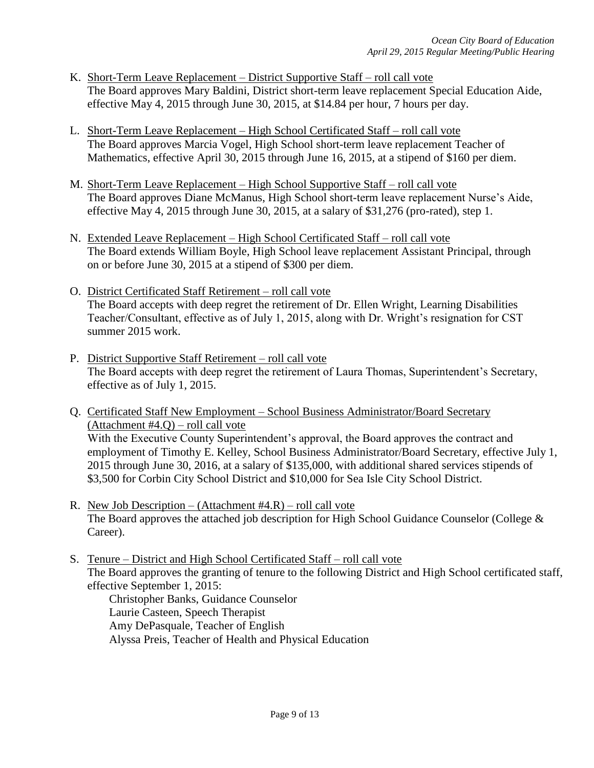K. Short-Term Leave Replacement – District Supportive Staff – roll call vote
   The Board approves Mary Baldini, District short-term leave replacement Special Education Aide, effective May 4, 2015 through June 30, 2015, at $14.84 per hour, 7 hours per day.

L. Short-Term Leave Replacement – High School Certificated Staff – roll call vote
   The Board approves Marcia Vogel, High School short-term leave replacement Teacher of Mathematics, effective April 30, 2015 through June 16, 2015, at a stipend of $160 per diem.

M. Short-Term Leave Replacement – High School Supportive Staff – roll call vote
   The Board approves Diane McManus, High School short-term leave replacement Nurse's Aide, effective May 4, 2015 through June 30, 2015, at a salary of $31,276 (pro-rated), step 1.

N. Extended Leave Replacement – High School Certificated Staff – roll call vote
   The Board extends William Boyle, High School leave replacement Assistant Principal, through on or before June 30, 2015 at a stipend of $300 per diem.

O. District Certificated Staff Retirement – roll call vote
   The Board accepts with deep regret the retirement of Dr. Ellen Wright, Learning Disabilities Teacher/Consultant, effective as of July 1, 2015, along with Dr. Wright's resignation for CST summer 2015 work.

P. District Supportive Staff Retirement – roll call vote
   The Board accepts with deep regret the retirement of Laura Thomas, Superintendent's Secretary, effective as of July 1, 2015.

Q. Certificated Staff New Employment – School Business Administrator/Board Secretary (Attachment #4.Q) – roll call vote
   With the Executive County Superintendent's approval, the Board approves the contract and employment of Timothy E. Kelley, School Business Administrator/Board Secretary, effective July 1, 2015 through June 30, 2016, at a salary of $135,000, with additional shared services stipends of $3,500 for Corbin City School District and $10,000 for Sea Isle City School District.

R. New Job Description – (Attachment #4.R) – roll call vote
   The Board approves the attached job description for High School Guidance Counselor (College & Career).

S. Tenure – District and High School Certificated Staff – roll call vote
   The Board approves the granting of tenure to the following District and High School certificated staff, effective September 1, 2015:
   - Christopher Banks, Guidance Counselor
   - Laurie Casteen, Speech Therapist
   - Amy DePasquale, Teacher of English
   - Alyssa Preis, Teacher of Health and Physical Education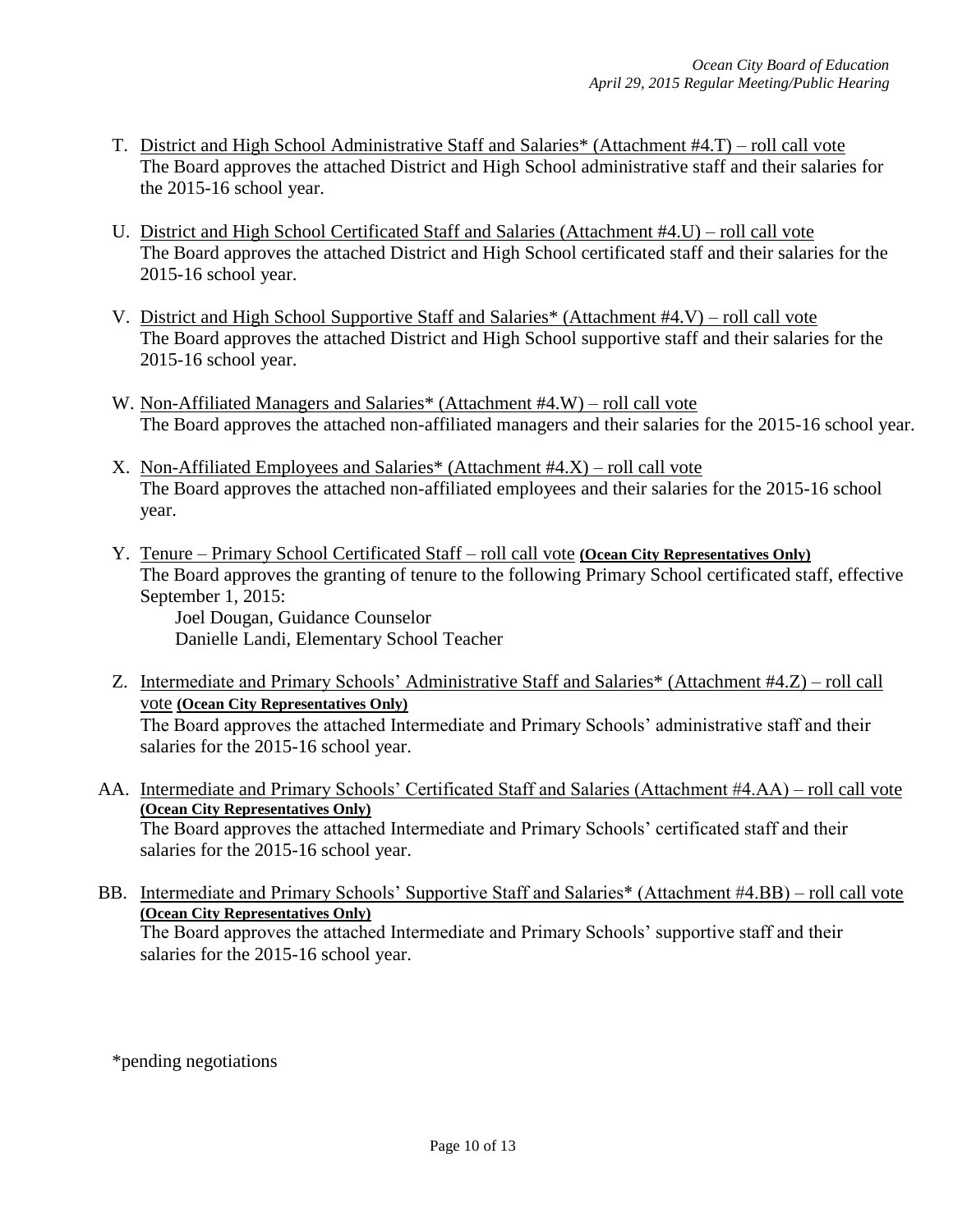T. <u>District and High School Administrative Staff and Salaries* (Attachment #4.T) – roll call vote</u>
The Board approves the attached District and High School administrative staff and their salaries for the 2015-16 school year.

U. <u>District and High School Certificated Staff and Salaries (Attachment #4.U) – roll call vote</u>
The Board approves the attached District and High School certificated staff and their salaries for the 2015-16 school year.

V. <u>District and High School Supportive Staff and Salaries* (Attachment #4.V) – roll call vote</u>
The Board approves the attached District and High School supportive staff and their salaries for the 2015-16 school year.

W. <u>Non-Affiliated Managers and Salaries* (Attachment #4.W) – roll call vote</u>
The Board approves the attached non-affiliated managers and their salaries for the 2015-16 school year.

X. <u>Non-Affiliated Employees and Salaries* (Attachment #4.X) – roll call vote</u>
The Board approves the attached non-affiliated employees and their salaries for the 2015-16 school year.

Y. <u>Tenure – Primary School Certificated Staff – roll call vote</u> **(Ocean City Representatives Only)**
The Board approves the granting of tenure to the following Primary School certificated staff, effective September 1, 2015:
Joel Dougan, Guidance Counselor
Danielle Landi, Elementary School Teacher

Z. <u>Intermediate and Primary Schools' Administrative Staff and Salaries* (Attachment #4.Z) – roll call vote</u> **(Ocean City Representatives Only)**
The Board approves the attached Intermediate and Primary Schools' administrative staff and their salaries for the 2015-16 school year.

AA. <u>Intermediate and Primary Schools' Certificated Staff and Salaries (Attachment #4.AA) – roll call vote</u> **(Ocean City Representatives Only)**
The Board approves the attached Intermediate and Primary Schools' certificated staff and their salaries for the 2015-16 school year.

BB. <u>Intermediate and Primary Schools' Supportive Staff and Salaries* (Attachment #4.BB) – roll call vote</u> **(Ocean City Representatives Only)**
The Board approves the attached Intermediate and Primary Schools' supportive staff and their salaries for the 2015-16 school year.

*pending negotiations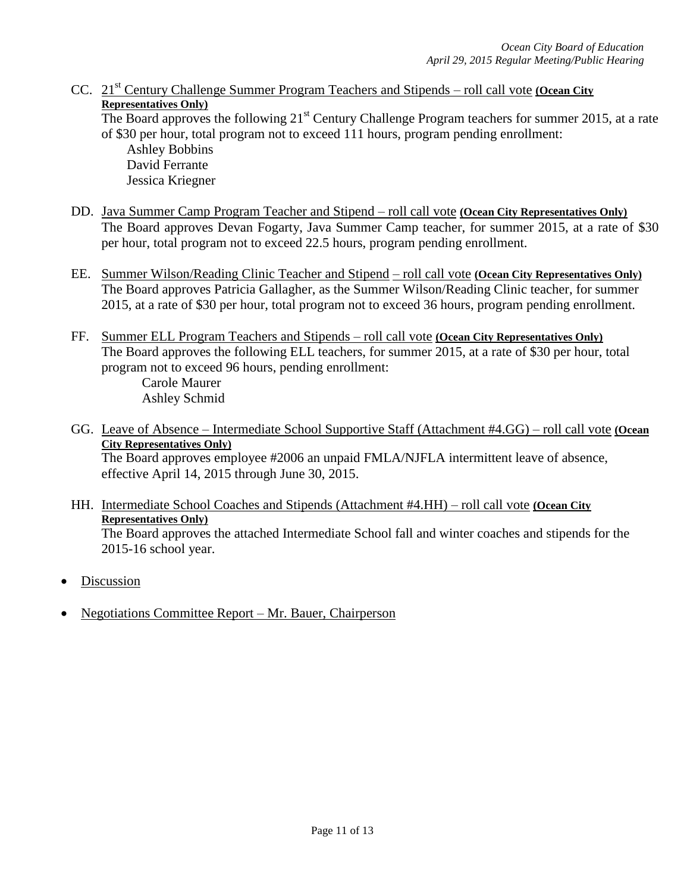CC. 21st Century Challenge Summer Program Teachers and Stipends – roll call vote **(Ocean City Representatives Only)**
The Board approves the following 21st Century Challenge Program teachers for summer 2015, at a rate of $30 per hour, total program not to exceed 111 hours, program pending enrollment:
Ashley Bobbins
David Ferrante
Jessica Kriegner

DD. Java Summer Camp Program Teacher and Stipend – roll call vote **(Ocean City Representatives Only)**
The Board approves Devan Fogarty, Java Summer Camp teacher, for summer 2015, at a rate of $30 per hour, total program not to exceed 22.5 hours, program pending enrollment.

EE. Summer Wilson/Reading Clinic Teacher and Stipend – roll call vote **(Ocean City Representatives Only)**
The Board approves Patricia Gallagher, as the Summer Wilson/Reading Clinic teacher, for summer 2015, at a rate of $30 per hour, total program not to exceed 36 hours, program pending enrollment.

FF. Summer ELL Program Teachers and Stipends – roll call vote **(Ocean City Representatives Only)**
The Board approves the following ELL teachers, for summer 2015, at a rate of $30 per hour, total program not to exceed 96 hours, pending enrollment:
Carole Maurer
Ashley Schmid

GG. Leave of Absence – Intermediate School Supportive Staff (Attachment #4.GG) – roll call vote **(Ocean City Representatives Only)**
The Board approves employee #2006 an unpaid FMLA/NJFLA intermittent leave of absence, effective April 14, 2015 through June 30, 2015.

HH. Intermediate School Coaches and Stipends (Attachment #4.HH) – roll call vote **(Ocean City Representatives Only)**
The Board approves the attached Intermediate School fall and winter coaches and stipends for the 2015-16 school year.

- Discussion
- Negotiations Committee Report – Mr. Bauer, Chairperson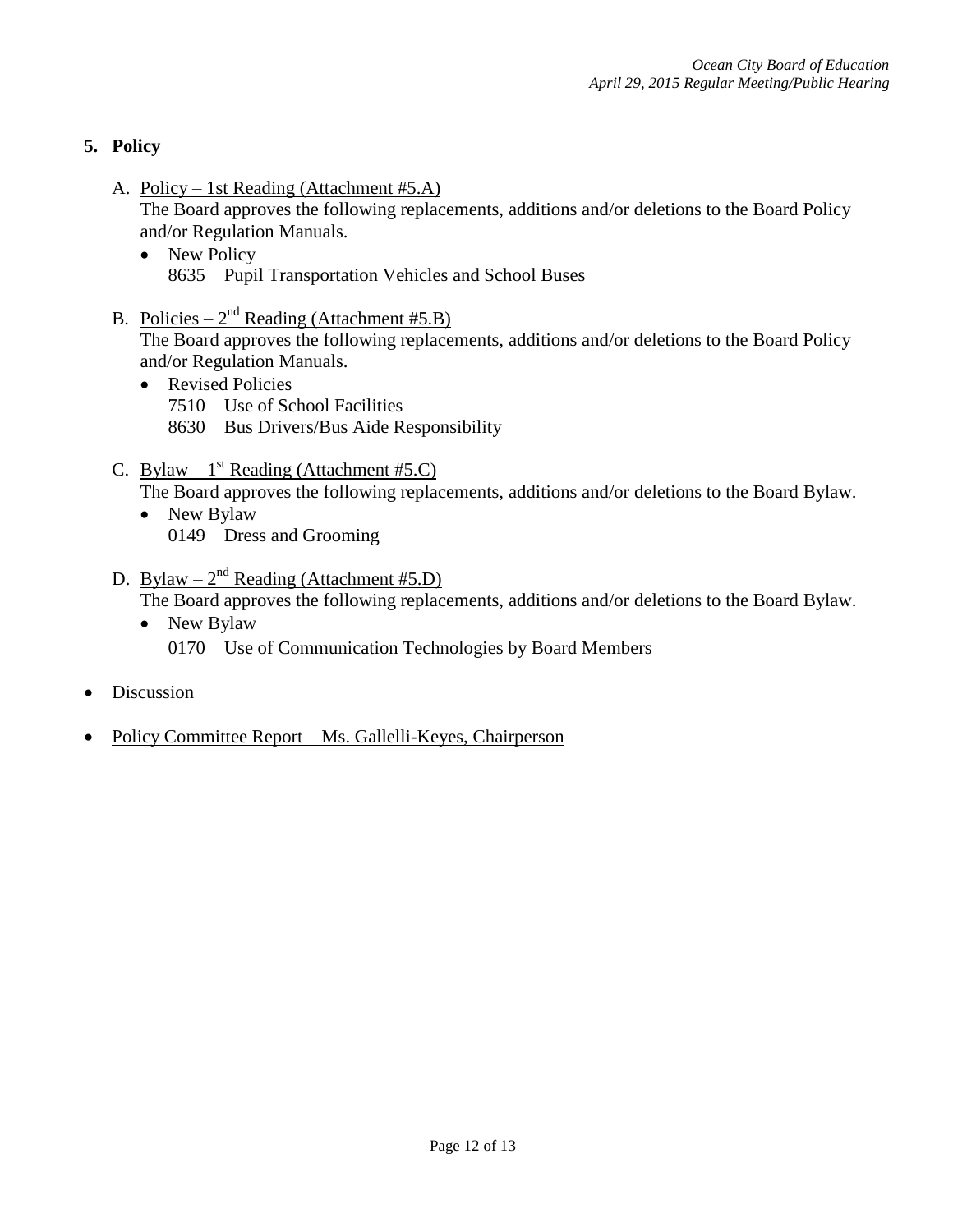## 5. Policy

A. Policy – 1st Reading (Attachment #5.A)
The Board approves the following replacements, additions and/or deletions to the Board Policy and/or Regulation Manuals.

- New Policy
  8635 Pupil Transportation Vehicles and School Buses

B. Policies – 2nd Reading (Attachment #5.B)
The Board approves the following replacements, additions and/or deletions to the Board Policy and/or Regulation Manuals.

- Revised Policies
  7510 Use of School Facilities
  8630 Bus Drivers/Bus Aide Responsibility

C. Bylaw – 1st Reading (Attachment #5.C)
The Board approves the following replacements, additions and/or deletions to the Board Bylaw.

- New Bylaw
  0149 Dress and Grooming

D. Bylaw – 2nd Reading (Attachment #5.D)
The Board approves the following replacements, additions and/or deletions to the Board Bylaw.

- New Bylaw
  0170 Use of Communication Technologies by Board Members

- Discussion
- Policy Committee Report – Ms. Gallelli-Keyes, Chairperson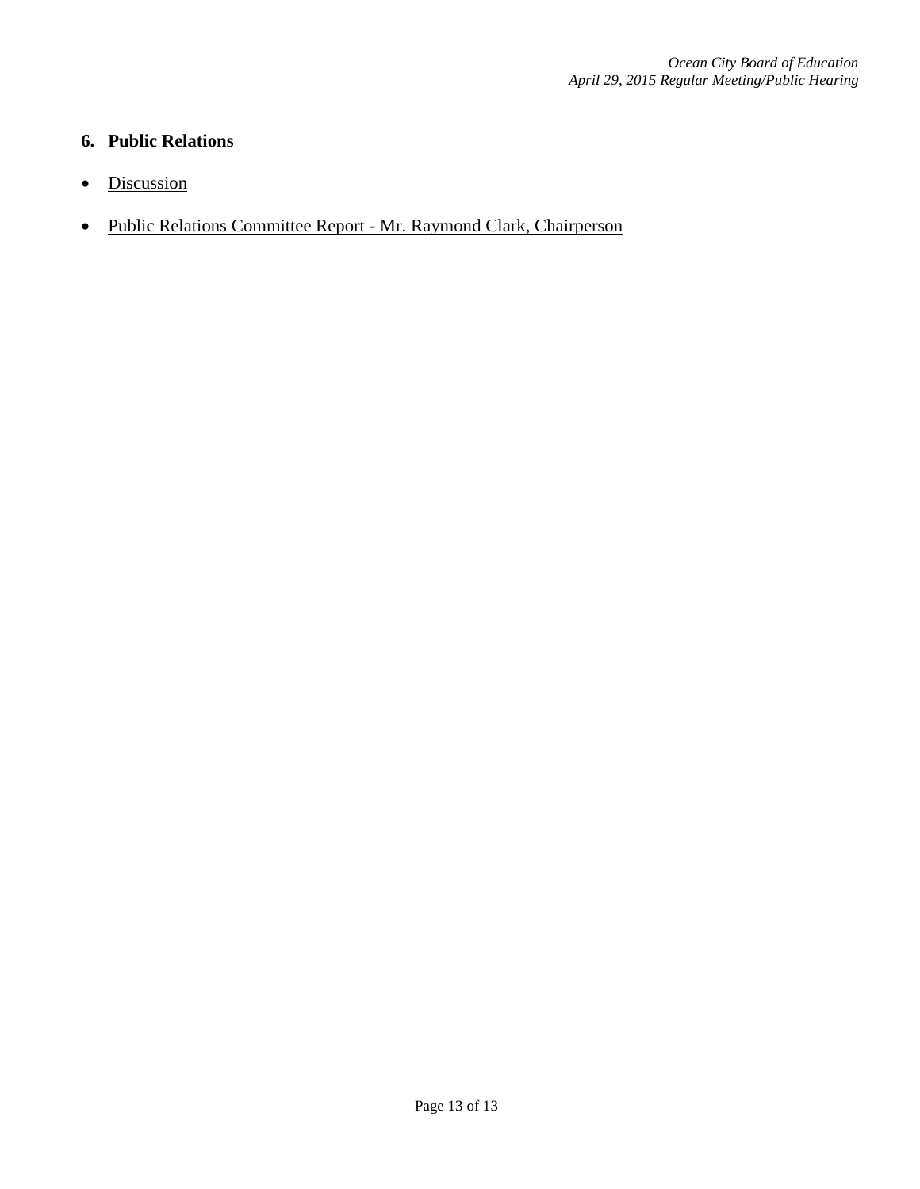**6. Public Relations**

- Discussion

- Public Relations Committee Report - Mr. Raymond Clark, Chairperson